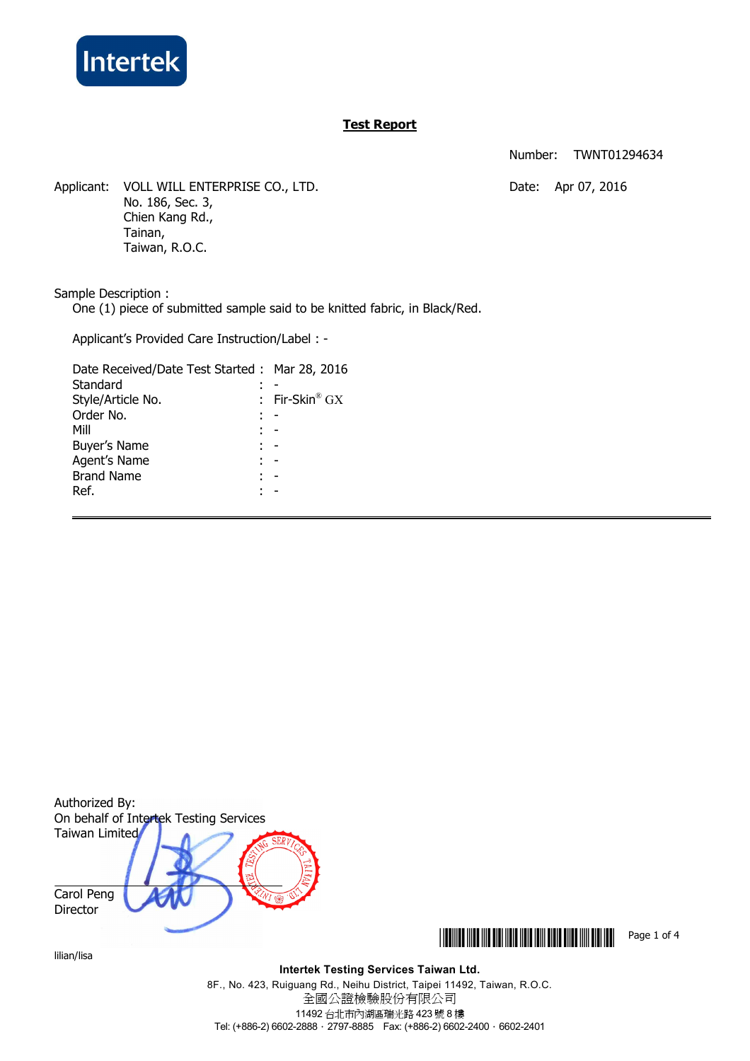Intertek

# Test Report

Number: TWNT01294634

Applicant: VOLL WILL ENTERPRISE CO., LTD.
No. 186, Sec. 3,
Chien Kang Rd.,
Tainan,
Taiwan, R.O.C.

Date: Apr 07, 2016

Sample Description :

One (1) piece of submitted sample said to be knitted fabric, in Black/Red.

Applicant's Provided Care Instruction/Label : -

| | | |
|---|---|---|
| Date Received/Date Test Started | : | Mar 28, 2016 |
| Standard | : | - |
| Style/Article No. | : | Fir-Skin® GX |
| Order No. | : | - |
| Mill | : | - |
| Buyer's Name | : | - |
| Agent's Name | : | - |
| Brand Name | : | - |
| Ref. | : | - |

---

Authorized By:
On behalf of Intertek Testing Services
Taiwan Limited

Carol Peng
Director

lilian/lisa

**Intertek Testing Services Taiwan Ltd.**
8F., No. 423, Ruiguang Rd., Neihu District, Taipei 11492, Taiwan, R.O.C.
全國公證檢驗股份有限公司
11492 台北市內湖區瑞光路 423 號 8 樓
Tel: (+886-2) 6602-2888 · 2797-8885 Fax: (+886-2) 6602-2400 · 6602-2401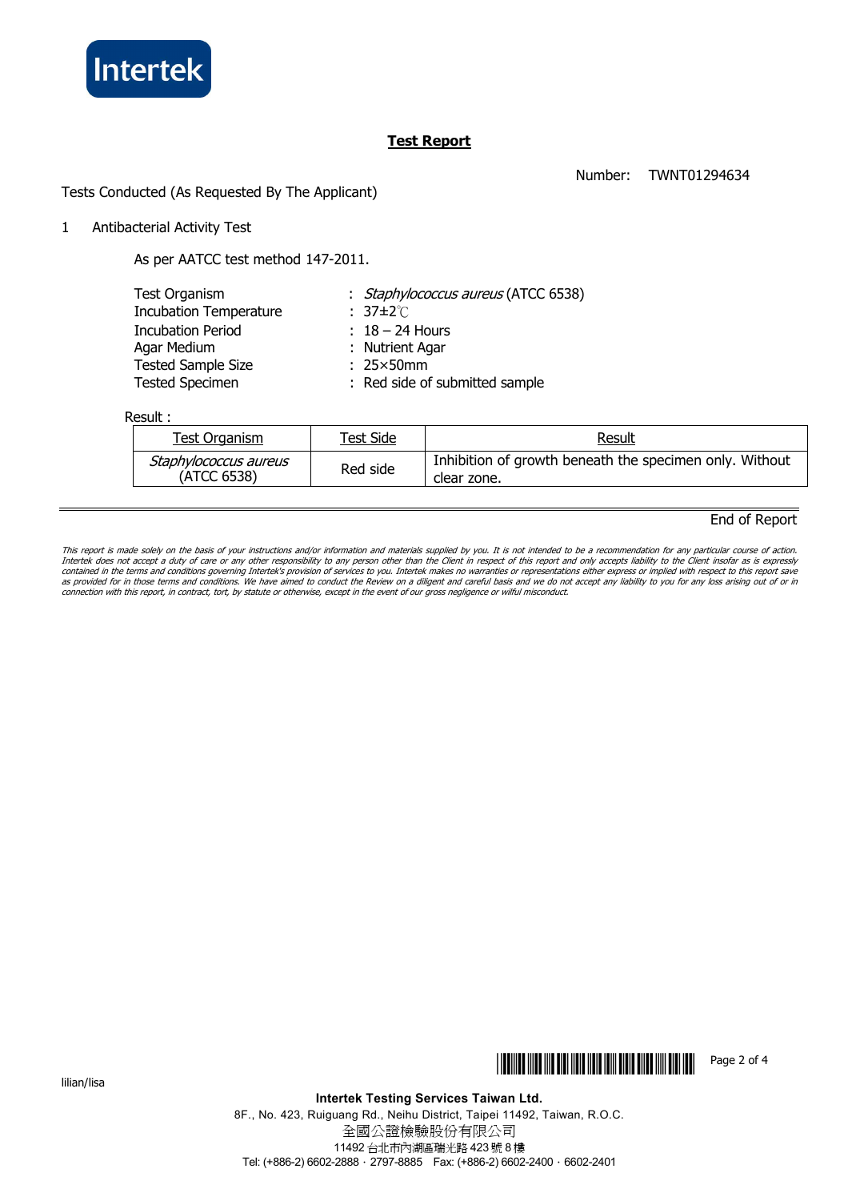Intertek

# Test Report

Number: TWNT01294634

Tests Conducted (As Requested By The Applicant)

1 Antibacterial Activity Test

As per AATCC test method 147-2011.

| | | |
|---|---|---|
| Test Organism | : | *Staphylococcus aureus* (ATCC 6538) |
| Incubation Temperature | : | 37±2℃ |
| Incubation Period | : | 18 – 24 Hours |
| Agar Medium | : | Nutrient Agar |
| Tested Sample Size | : | 25×50mm |
| Tested Specimen | : | Red side of submitted sample |

Result :

| Test Organism | Test Side | Result |
|---|---|---|
| *Staphylococcus aureus* (ATCC 6538) | Red side | Inhibition of growth beneath the specimen only. Without clear zone. |

End of Report

*This report is made solely on the basis of your instructions and/or information and materials supplied by you. It is not intended to be a recommendation for any particular course of action. Intertek does not accept a duty of care or any other responsibility to any person other than the Client in respect of this report and only accepts liability to the Client insofar as is expressly contained in the terms and conditions governing Intertek's provision of services to you. Intertek makes no warranties or representations either express or implied with respect to this report save as provided for in those terms and conditions. We have aimed to conduct the Review on a diligent and careful basis and we do not accept any liability to you for any loss arising out of or in connection with this report, in contract, tort, by statute or otherwise, except in the event of our gross negligence or wilful misconduct.*

lilian/lisa

**Intertek Testing Services Taiwan Ltd.**
8F., No. 423, Ruiguang Rd., Neihu District, Taipei 11492, Taiwan, R.O.C.
全國公證檢驗股份有限公司
11492 台北市內湖區瑞光路 423 號 8 樓
Tel: (+886-2) 6602-2888 · 2797-8885 Fax: (+886-2) 6602-2400 · 6602-2401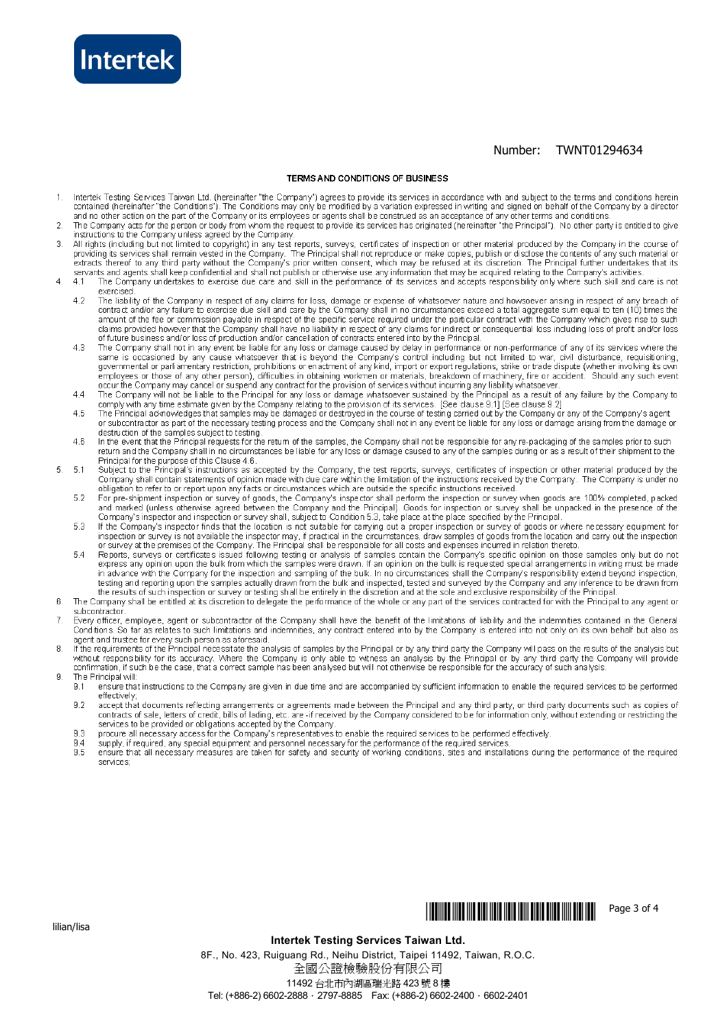Number: TWNT01294634

## TERMS AND CONDITIONS OF BUSINESS

1. Intertek Testing Services Taiwan Ltd. (hereinafter "the Company") agrees to provide its services in accordance with and subject to the terms and conditions herein contained (hereinafter "the Conditions"). The Conditions may only be modified by a variation expressed in writing and signed on behalf of the Company by a director and no other action on the part of the Company or its employees or agents shall be construed as an acceptance of any other terms and conditions.
2. The Company acts for the person or body from whom the request to provide its services has originated (hereinafter "the Principal"). No other party is entitled to give instructions to the Company unless agreed by the Company.
3. All rights (including but not limited to copyright) in any test reports, surveys, certificates of inspection or other material produced by the Company in the course of providing its services shall remain vested in the Company. The Principal shall not reproduce or make copies, publish or disclose the contents of any such material or extracts thereof to any third party without the Company's prior written consent, which may be refused at its discretion. The Principal further undertakes that its servants and agents shall keep confidential and shall not publish or otherwise use any information that may be acquired relating to the Company's activities.
4. 4.1 The Company undertakes to exercise due care and skill in the performance of its services and accepts responsibility only where such skill and care is not exercised.
   4.2 The liability of the Company in respect of any claims for loss, damage or expense of whatsoever nature and howsoever arising in respect of any breach of contract and/or any failure to exercise due skill and care by the Company shall in no circumstances exceed a total aggregate sum equal to ten (10) times the amount of the fee or commission payable in respect of the specific service required under the particular contract with the Company which gives rise to such claims provided however that the Company shall have no liability in respect of any claims for indirect or consequential loss including loss of profit and/or loss of future business and/or loss of production and/or cancellation of contracts entered into by the Principal.
   4.3 The Company shall not in any event be liable for any loss or damage caused by delay in performance or non-performance of any of its services where the same is occasioned by any cause whatsoever that is beyond the Company's control including but not limited to war, civil disturbance, requisitioning, governmental or parliamentary restriction, prohibitions or enactment of any kind, import or export regulations, strike or trade dispute (whether involving its own employees or those of any other person), difficulties in obtaining workmen or materials, breakdown of machinery, fire or accident. Should any such event occur the Company may cancel or suspend any contract for the provision of services without incurring any liability whatsoever.
   4.4 The Company will not be liable to the Principal for any loss or damage whatsoever sustained by the Principal as a result of any failure by the Company to comply with any time estimate given by the Company relating to the provision of its services. [See clause 9.1] [See clause 9.2]
   4.5 The Principal acknowledges that samples may be damaged or destroyed in the course of testing carried out by the Company or any of the Company's agent or subcontractor as part of the necessary testing process and the Company shall not in any event be liable for any loss or damage arising from the damage or destruction of the samples subject to testing.
   4.6 In the event that the Principal requests for the return of the samples, the Company shall not be responsible for any re-packaging of the samples prior to such return and the Company shall in no circumstances be liable for any loss or damage caused to any of the samples during or as a result of their shipment to the Principal for the purpose of this Clause 4.6.
5. 5.1 Subject to the Principal's instructions as accepted by the Company, the test reports, surveys, certificates of inspection or other material produced by the Company shall contain statements of opinion made with due care within the limitation of the instructions received by the Company. The Company is under no obligation to refer to or report upon any facts or circumstances which are outside the specific instructions received.
   5.2 For pre-shipment inspection or survey of goods, the Company's inspector shall perform the inspection or survey when goods are 100% completed, packed and marked (unless otherwise agreed between the Company and the Principal). Goods for inspection or survey shall be unpacked in the presence of the Company's inspector and inspection or survey shall, subject to Condition 5.3, take place at the place specified by the Principal.
   5.3 If the Company's inspector finds that the location is not suitable for carrying out a proper inspection or survey of goods or where necessary equipment for inspection or survey is not available the inspector may, if practical in the circumstances, draw samples of goods from the location and carry out the inspection or survey at the premises of the Company. The Principal shall be responsible for all costs and expenses incurred in relation thereto.
   5.4 Reports, surveys or certificates issued following testing or analysis of samples contain the Company's specific opinion on those samples only but do not express any opinion upon the bulk from which the samples were drawn. If an opinion on the bulk is requested special arrangements in writing must be made in advance with the Company for the inspection and sampling of the bulk. In no circumstances shall the Company's responsibility extend beyond inspection, testing and reporting upon the samples actually drawn from the bulk and inspected, tested and surveyed by the Company and any inference to be drawn from the results of such inspection or survey or testing shall be entirely in the discretion and at the sole and exclusive responsibility of the Principal.
6. The Company shall be entitled at its discretion to delegate the performance of the whole or any part of the services contracted for with the Principal to any agent or subcontractor.
7. Every officer, employee, agent or subcontractor of the Company shall have the benefit of the limitations of liability and the indemnities contained in the General Conditions. So far as relates to such limitations and indemnities, any contract entered into by the Company is entered into not only on its own behalf but also as agent and trustee for every such person as aforesaid.
8. If the requirements of the Principal necessitate the analysis of samples by the Principal or by any third party the Company will pass on the results of the analysis but without responsibility for its accuracy. Where the Company is only able to witness an analysis by the Principal or by any third party the Company will provide confirmation, if such be the case, that a correct sample has been analysed but will not otherwise be responsible for the accuracy of such analysis.
9. The Principal will:
   9.1 ensure that instructions to the Company are given in due time and are accompanied by sufficient information to enable the required services to be performed effectively;
   9.2 accept that documents reflecting arrangements or agreements made between the Principal and any third party, or third party documents such as copies of contracts of sale, letters of credit, bills of lading, etc. are -if received by the Company considered to be for information only, without extending or restricting the services to be provided or obligations accepted by the Company.
   9.3 procure all necessary access for the Company's representatives to enable the required services to be performed effectively.
   9.4 supply, if required, any special equipment and personnel necessary for the performance of the required services.
   9.5 ensure that all necessary measures are taken for safety and security of working conditions, sites and installations during the performance of the required services;

lilian/lisa

**Intertek Testing Services Taiwan Ltd.**
8F., No. 423, Ruiguang Rd., Neihu District, Taipei 11492, Taiwan, R.O.C.
全國公證檢驗股份有限公司
11492 台北市內湖區瑞光路 423 號 8 樓
Tel: (+886-2) 6602-2888 · 2797-8885 Fax: (+886-2) 6602-2400 · 6602-2401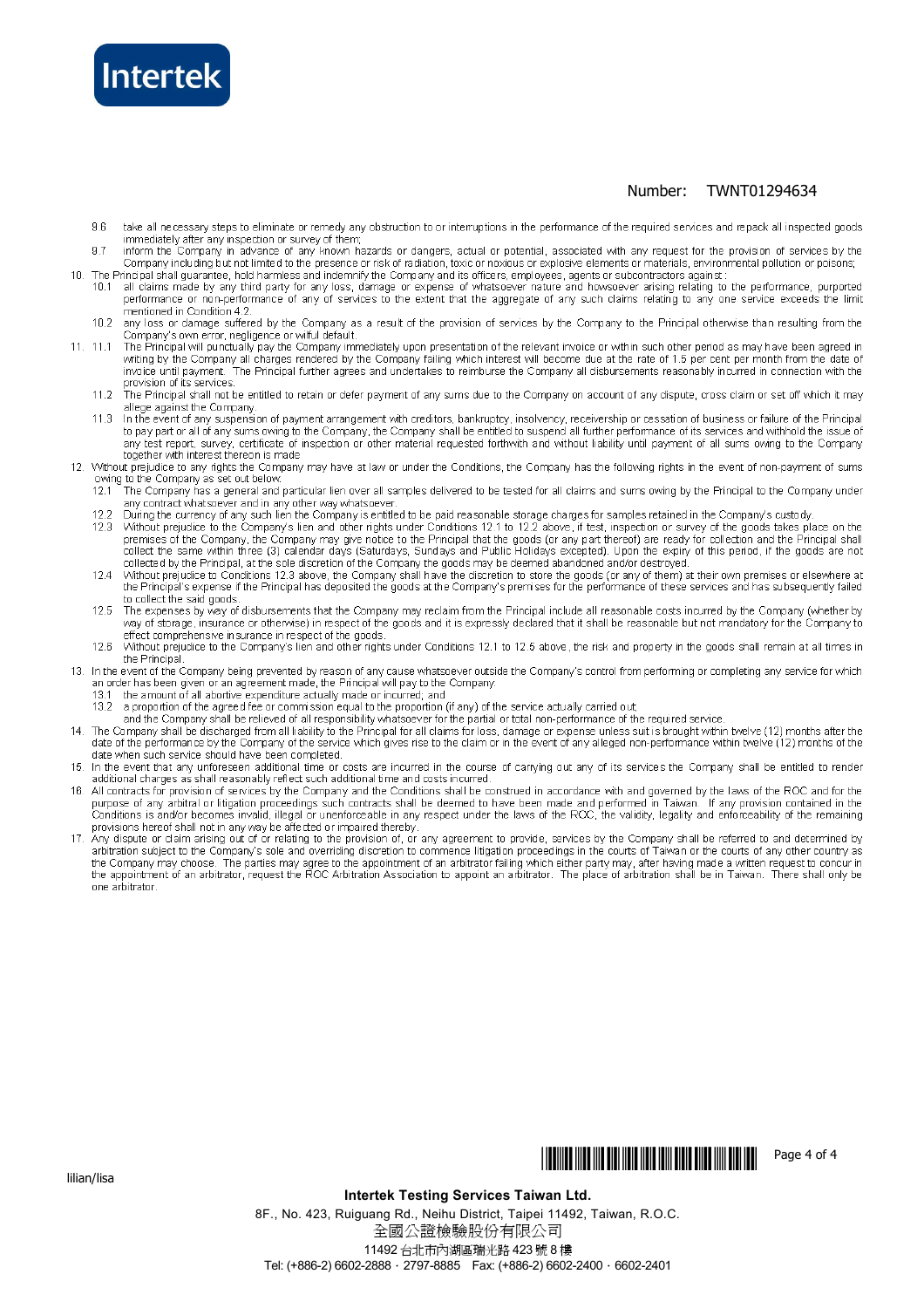Intertek

Number: TWNT01294634

9.6 take all necessary steps to eliminate or remedy any obstruction to or interruptions in the performance of the required services and repack all inspected goods immediately after any inspection or survey of them;

9.7 inform the Company in advance of any known hazards or dangers, actual or potential, associated with any request for the provision of services by the Company including but not limited to the presence or risk of radiation, toxic or noxious or explosive elements or materials, environmental pollution or poisons;

10. The Principal shall guarantee, hold harmless and indemnify the Company and its officers, employees, agents or subcontractors against :

10.1 all claims made by any third party for any loss, damage or expense of whatsoever nature and howsoever arising relating to the performance, purported performance or non-performance of any of services to the extent that the aggregate of any such claims relating to any one service exceeds the limit mentioned in Condition 4.2.

10.2 any loss or damage suffered by the Company as a result of the provision of services by the Company to the Principal otherwise than resulting from the Company's own error, negligence or wilful default.

11. 11.1 The Principal will punctually pay the Company immediately upon presentation of the relevant invoice or within such other period as may have been agreed in writing by the Company all charges rendered by the Company failing which interest will become due at the rate of 1.5 per cent per month from the date of invoice until payment. The Principal further agrees and undertakes to reimburse the Company all disbursements reasonably incurred in connection with the provision of its services.

11.2 The Principal shall not be entitled to retain or defer payment of any sums due to the Company on account of any dispute, cross claim or set off which it may allege against the Company.

11.3 In the event of any suspension of payment arrangement with creditors, bankruptcy, insolvency, receivership or cessation of business or failure of the Principal to pay part or all of any sums owing to the Company, the Company shall be entitled to suspend all further performance of its services and withhold the issue of any test report, survey, certificate of inspection or other material requested forthwith and without liability until payment of all sums owing to the Company together with interest thereon is made.

12. Without prejudice to any rights the Company may have at law or under the Conditions, the Company has the following rights in the event of non-payment of sums owing to the Company as set out below:

12.1 The Company has a general and particular lien over all samples delivered to be tested for all claims and sums owing by the Principal to the Company under any contract whatsoever and in any other way whatsoever.

12.2 During the currency of any such lien the Company is entitled to be paid reasonable storage charges for samples retained in the Company's custody.

12.3 Without prejudice to the Company's lien and other rights under Conditions 12.1 to 12.2 above, if test, inspection or survey of the goods takes place on the premises of the Company, the Company may give notice to the Principal that the goods (or any part thereof) are ready for collection and the Principal shall collect the same within three (3) calendar days (Saturdays, Sundays and Public Holidays excepted). Upon the expiry of this period, if the goods are not collected by the Principal, at the sole discretion of the Company the goods may be deemed abandoned and/or destroyed.

12.4 Without prejudice to Conditions 12.3 above, the Company shall have the discretion to store the goods (or any of them) at their own premises or elsewhere at the Principal's expense if the Principal has deposited the goods at the Company's premises for the performance of these services and has subsequently failed to collect the said goods.

12.5 The expenses by way of disbursements that the Company may reclaim from the Principal include all reasonable costs incurred by the Company (whether by way of storage, insurance or otherwise) in respect of the goods and it is expressly declared that it shall be reasonable but not mandatory for the Company to effect comprehensive insurance in respect of the goods.

12.6 Without prejudice to the Company's lien and other rights under Conditions 12.1 to 12.5 above, the risk and property in the goods shall remain at all times in the Principal.

13. In the event of the Company being prevented by reason of any cause whatsoever outside the Company's control from performing or completing any service for which an order has been given or an agreement made, the Principal will pay to the Company:

13.1 the amount of all abortive expenditure actually made or incurred; and

13.2 a proportion of the agreed fee or commission equal to the proportion (if any) of the service actually carried out,

and the Company shall be relieved of all responsibility whatsoever for the partial or total non-performance of the required service.

14. The Company shall be discharged from all liability to the Principal for all claims for loss, damage or expense unless suit is brought within twelve (12) months after the date of the performance by the Company of the service which gives rise to the claim or in the event of any alleged non-performance within twelve (12) months of the date when such service should have been completed.

15. In the event that any unforeseen additional time or costs are incurred in the course of carrying out any of its services the Company shall be entitled to render additional charges as shall reasonably reflect such additional time and costs incurred.

16. All contracts for provision of services by the Company and the Conditions shall be construed in accordance with and governed by the laws of the ROC and for the purpose of any arbitral or litigation proceedings such contracts shall be deemed to have been made and performed in Taiwan. If any provision contained in the Conditions is and/or becomes invalid, illegal or unenforceable in any respect under the laws of the ROC, the validity, legality and enforceability of the remaining provisions hereof shall not in any way be affected or impaired thereby.

17. Any dispute or claim arising out of or relating to the provision of, or any agreement to provide, services by the Company shall be referred to and determined by arbitration subject to the Company's sole and overriding discretion to commence litigation proceedings in the courts of Taiwan or the courts of any other country as the Company may choose. The parties may agree to the appointment of an arbitrator failing which either party may, after having made a written request to concur in the appointment of an arbitrator, request the ROC Arbitration Association to appoint an arbitrator. The place of arbitration shall be in Taiwan. There shall only be one arbitrator.

lilian/lisa

**Intertek Testing Services Taiwan Ltd.**

8F., No. 423, Ruiguang Rd., Neihu District, Taipei 11492, Taiwan, R.O.C.

全國公證檢驗股份有限公司

11492 台北市內湖區瑞光路 423 號 8 樓

Tel: (+886-2) 6602-2888 · 2797-8885 Fax: (+886-2) 6602-2400 · 6602-2401